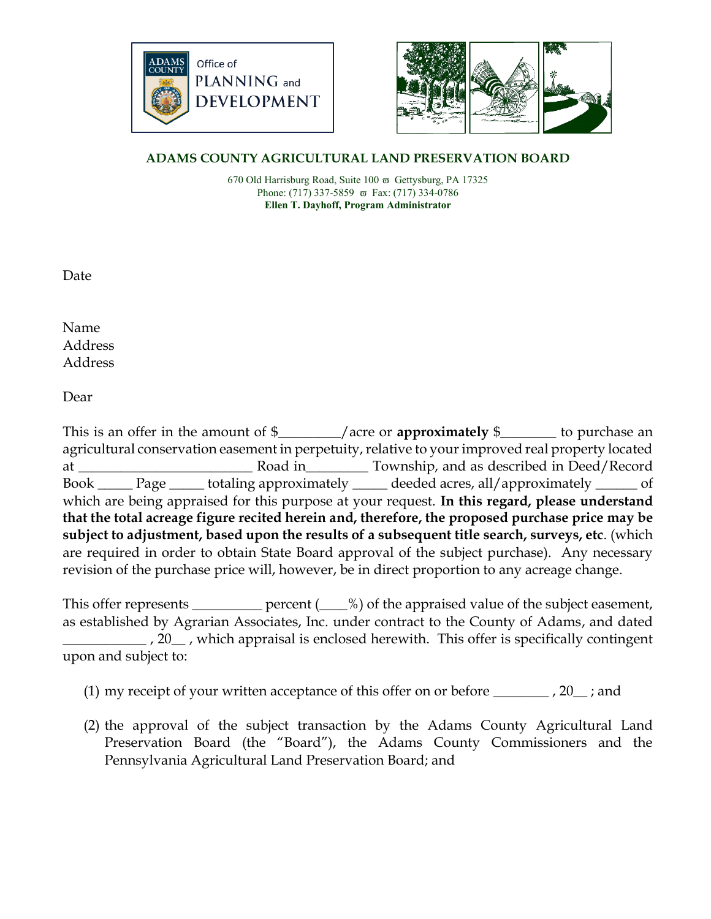Office of PLANNING and DEVELOPMENT

## ADAMS COUNTY AGRICULTURAL LAND PRESERVATION BOARD

670 Old Harrisburg Road, Suite 100 ϖ Gettysburg, PA 17325
Phone: (717) 337-5859 ϖ Fax: (717) 334-0786
**Ellen T. Dayhoff, Program Administrator**

Date

Name
Address
Address

Dear

This is an offer in the amount of $________/acre or **approximately** $_______ to purchase an agricultural conservation easement in perpetuity, relative to your improved real property located at ________________________ Road in________ Township, and as described in Deed/Record Book _____ Page _____ totaling approximately _____ deeded acres, all/approximately ______ of which are being appraised for this purpose at your request. **In this regard, please understand that the total acreage figure recited herein and, therefore, the proposed purchase price may be subject to adjustment, based upon the results of a subsequent title search, surveys, etc**. (which are required in order to obtain State Board approval of the subject purchase). Any necessary revision of the purchase price will, however, be in direct proportion to any acreage change.

This offer represents _________ percent (____%) of the appraised value of the subject easement, as established by Agrarian Associates, Inc. under contract to the County of Adams, and dated ___________ , 20__ , which appraisal is enclosed herewith. This offer is specifically contingent upon and subject to:

(1) my receipt of your written acceptance of this offer on or before ________ , 20__ ; and

(2) the approval of the subject transaction by the Adams County Agricultural Land Preservation Board (the "Board"), the Adams County Commissioners and the Pennsylvania Agricultural Land Preservation Board; and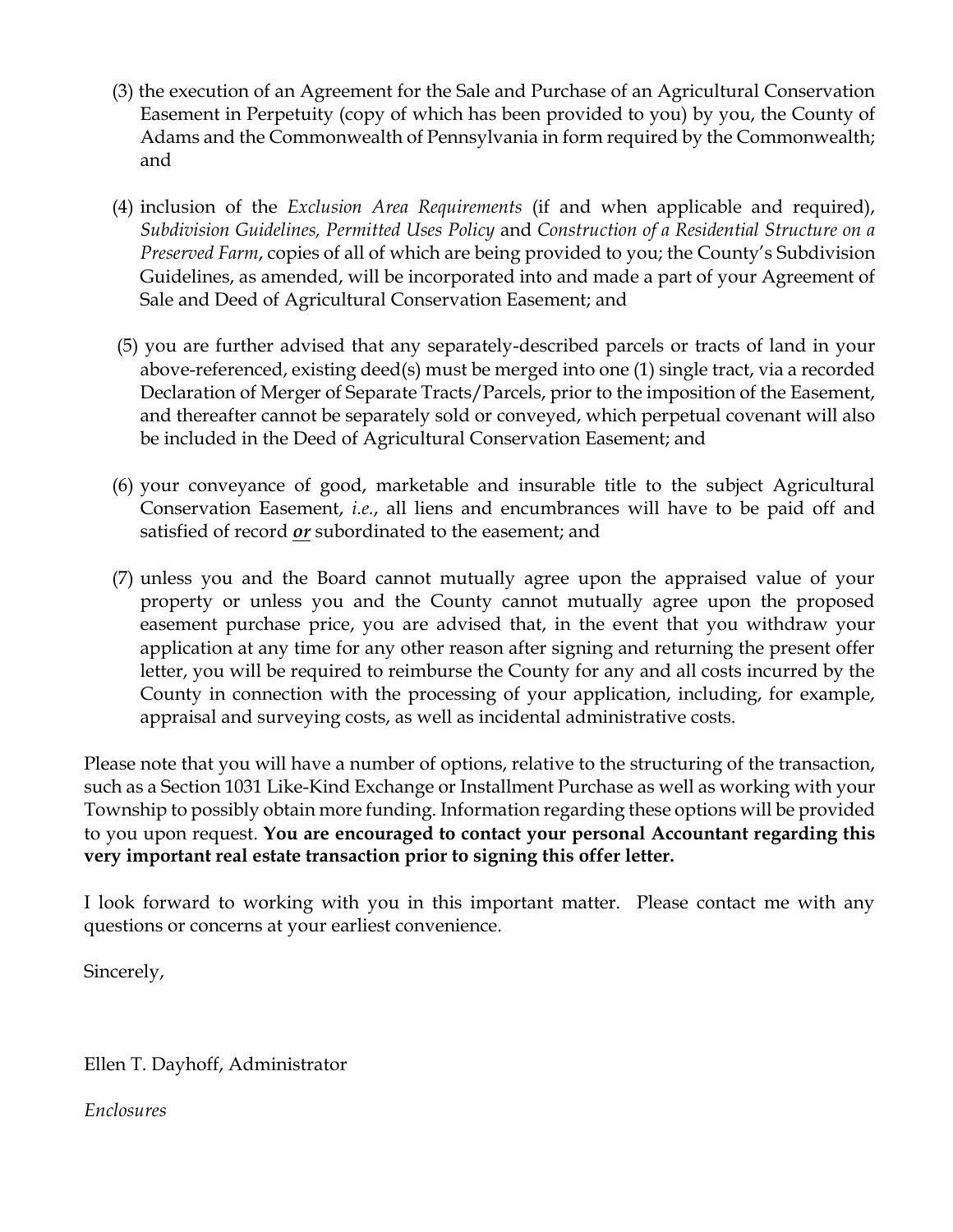(3) the execution of an Agreement for the Sale and Purchase of an Agricultural Conservation Easement in Perpetuity (copy of which has been provided to you) by you, the County of Adams and the Commonwealth of Pennsylvania in form required by the Commonwealth; and

(4) inclusion of the *Exclusion Area Requirements* (if and when applicable and required), *Subdivision Guidelines, Permitted Uses Policy* and *Construction of a Residential Structure on a Preserved Farm*, copies of all of which are being provided to you; the County's Subdivision Guidelines, as amended, will be incorporated into and made a part of your Agreement of Sale and Deed of Agricultural Conservation Easement; and

(5) you are further advised that any separately-described parcels or tracts of land in your above-referenced, existing deed(s) must be merged into one (1) single tract, via a recorded Declaration of Merger of Separate Tracts/Parcels, prior to the imposition of the Easement, and thereafter cannot be separately sold or conveyed, which perpetual covenant will also be included in the Deed of Agricultural Conservation Easement; and

(6) your conveyance of good, marketable and insurable title to the subject Agricultural Conservation Easement, *i.e.*, all liens and encumbrances will have to be paid off and satisfied of record ***or*** subordinated to the easement; and

(7) unless you and the Board cannot mutually agree upon the appraised value of your property or unless you and the County cannot mutually agree upon the proposed easement purchase price, you are advised that, in the event that you withdraw your application at any time for any other reason after signing and returning the present offer letter, you will be required to reimburse the County for any and all costs incurred by the County in connection with the processing of your application, including, for example, appraisal and surveying costs, as well as incidental administrative costs.

Please note that you will have a number of options, relative to the structuring of the transaction, such as a Section 1031 Like-Kind Exchange or Installment Purchase as well as working with your Township to possibly obtain more funding. Information regarding these options will be provided to you upon request. **You are encouraged to contact your personal Accountant regarding this very important real estate transaction prior to signing this offer letter.**

I look forward to working with you in this important matter. Please contact me with any questions or concerns at your earliest convenience.

Sincerely,

Ellen T. Dayhoff, Administrator

*Enclosures*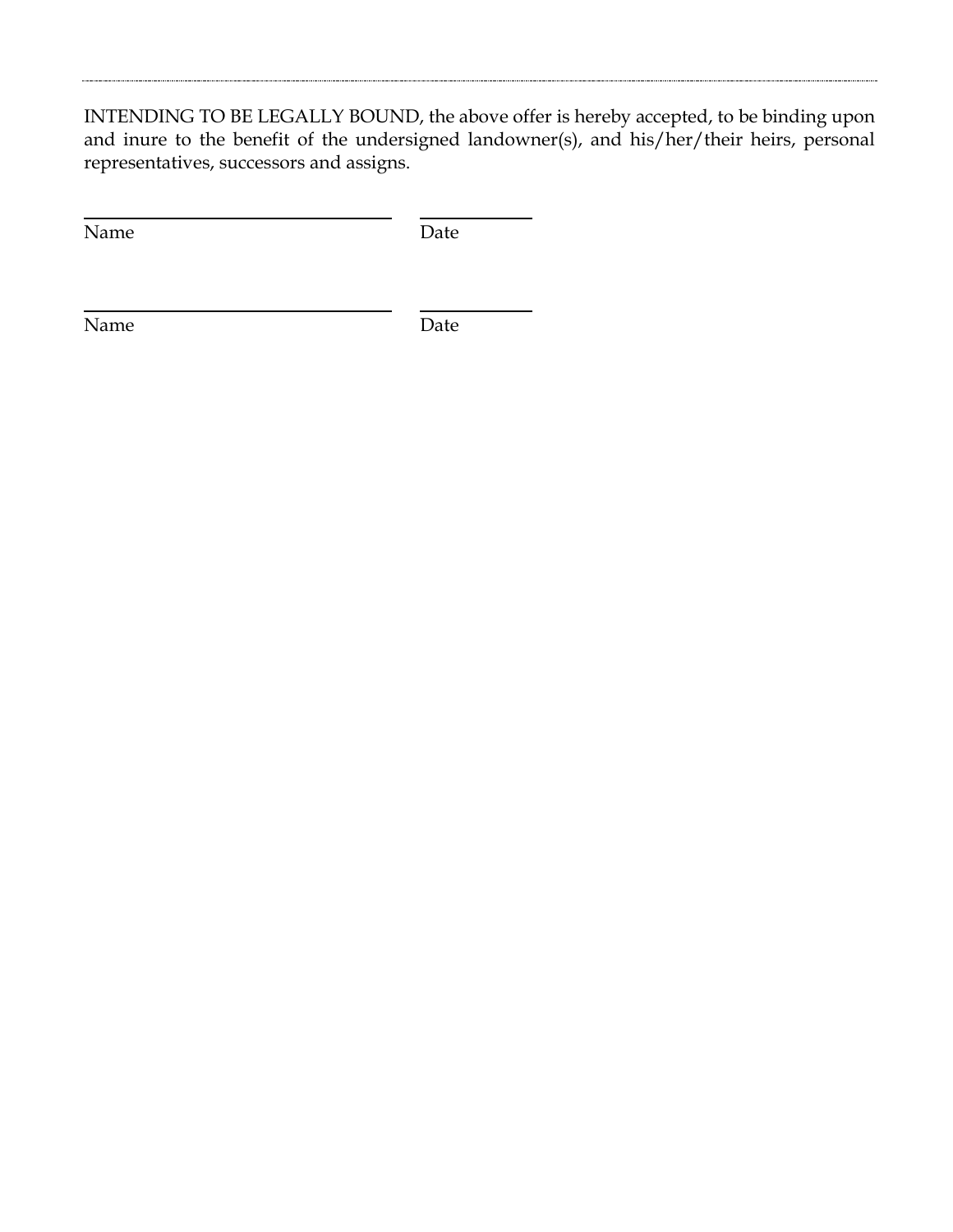---

INTENDING TO BE LEGALLY BOUND, the above offer is hereby accepted, to be binding upon and inure to the benefit of the undersigned landowner(s), and his/her/their heirs, personal representatives, successors and assigns.

\_\_\_\_\_\_\_\_\_\_\_\_\_\_\_\_\_\_\_\_\_\_\_\_\_\_\_\_\_\_ \_\_\_\_\_\_\_\_\_\_\_\_
Name Date

\_\_\_\_\_\_\_\_\_\_\_\_\_\_\_\_\_\_\_\_\_\_\_\_\_\_\_\_\_\_ \_\_\_\_\_\_\_\_\_\_\_\_
Name Date